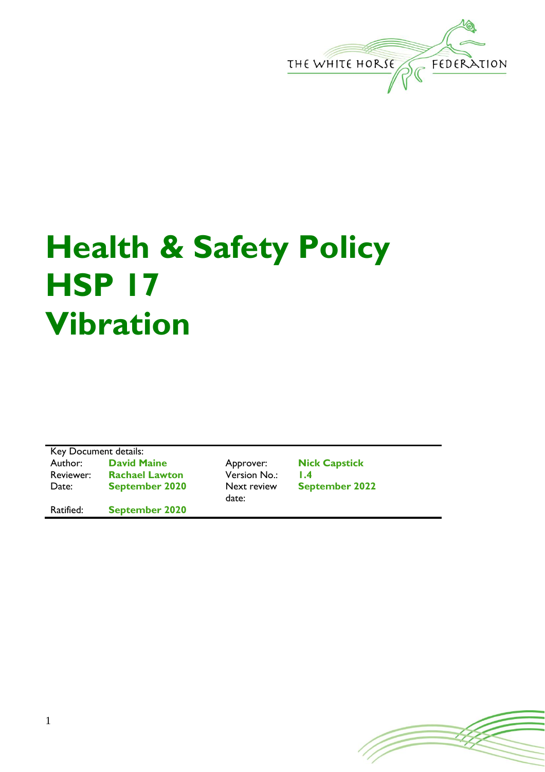THE WHITE HORSE FEDERATION

# Health & Safety Policy HSP 17 Vibration

| Key Document details: | | | |
|---|---|---|---|
| Author: | **David Maine** | Approver: | **Nick Capstick** |
| Reviewer: | **Rachael Lawton** | Version No.: | **1.4** |
| Date: | **September 2020** | Next review date: | **September 2022** |
| Ratified: | **September 2020** | | |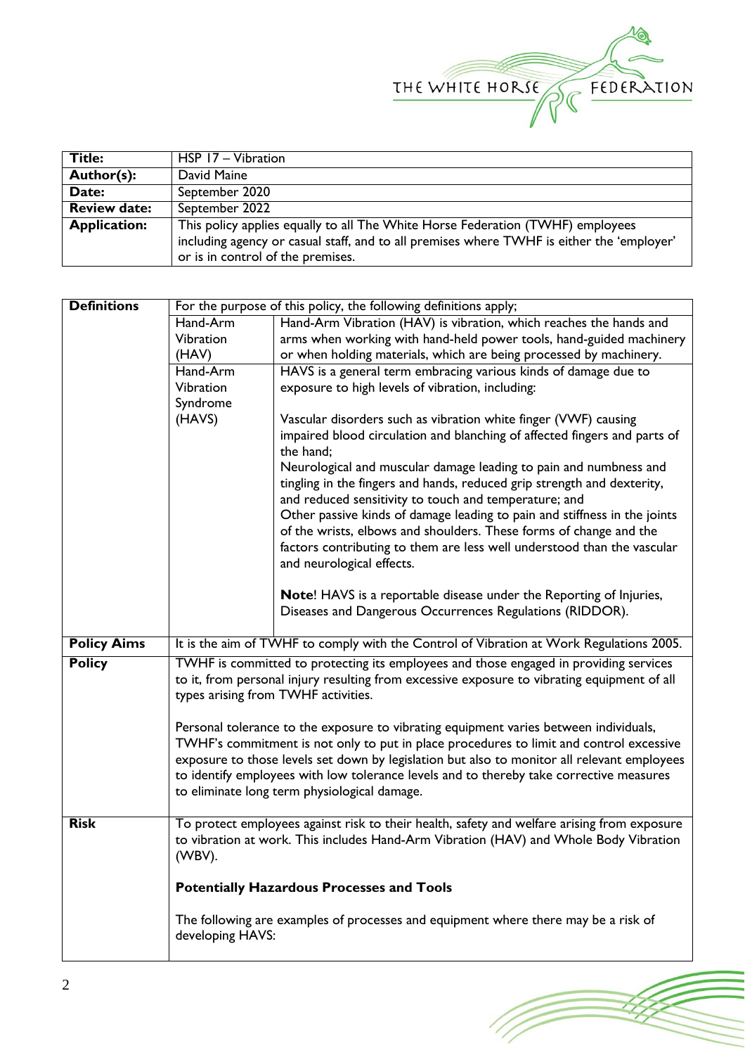| Title: | HSP 17 – Vibration |
|---|---|
| Author(s): | David Maine |
| Date: | September 2020 |
| Review date: | September 2022 |
| Application: | This policy applies equally to all The White Horse Federation (TWHF) employees including agency or casual staff, and to all premises where TWHF is either the 'employer' or is in control of the premises. |

| **Definitions** | For the purpose of this policy, the following definitions apply; | |
|---|---|---|
| | Hand-Arm Vibration (HAV) | Hand-Arm Vibration (HAV) is vibration, which reaches the hands and arms when working with hand-held power tools, hand-guided machinery or when holding materials, which are being processed by machinery. |
| | Hand-Arm Vibration Syndrome (HAVS) | HAVS is a general term embracing various kinds of damage due to exposure to high levels of vibration, including:<br><br>Vascular disorders such as vibration white finger (VWF) causing impaired blood circulation and blanching of affected fingers and parts of the hand;<br>Neurological and muscular damage leading to pain and numbness and tingling in the fingers and hands, reduced grip strength and dexterity, and reduced sensitivity to touch and temperature; and<br>Other passive kinds of damage leading to pain and stiffness in the joints of the wrists, elbows and shoulders. These forms of change and the factors contributing to them are less well understood than the vascular and neurological effects.<br><br>**Note**! HAVS is a reportable disease under the Reporting of Injuries, Diseases and Dangerous Occurrences Regulations (RIDDOR). |
| **Policy Aims** | It is the aim of TWHF to comply with the Control of Vibration at Work Regulations 2005. | |
| **Policy** | TWHF is committed to protecting its employees and those engaged in providing services to it, from personal injury resulting from excessive exposure to vibrating equipment of all types arising from TWHF activities.<br><br>Personal tolerance to the exposure to vibrating equipment varies between individuals, TWHF's commitment is not only to put in place procedures to limit and control excessive exposure to those levels set down by legislation but also to monitor all relevant employees to identify employees with low tolerance levels and to thereby take corrective measures to eliminate long term physiological damage. | |
| **Risk** | To protect employees against risk to their health, safety and welfare arising from exposure to vibration at work. This includes Hand-Arm Vibration (HAV) and Whole Body Vibration (WBV).<br><br>**Potentially Hazardous Processes and Tools**<br><br>The following are examples of processes and equipment where there may be a risk of developing HAVS: | |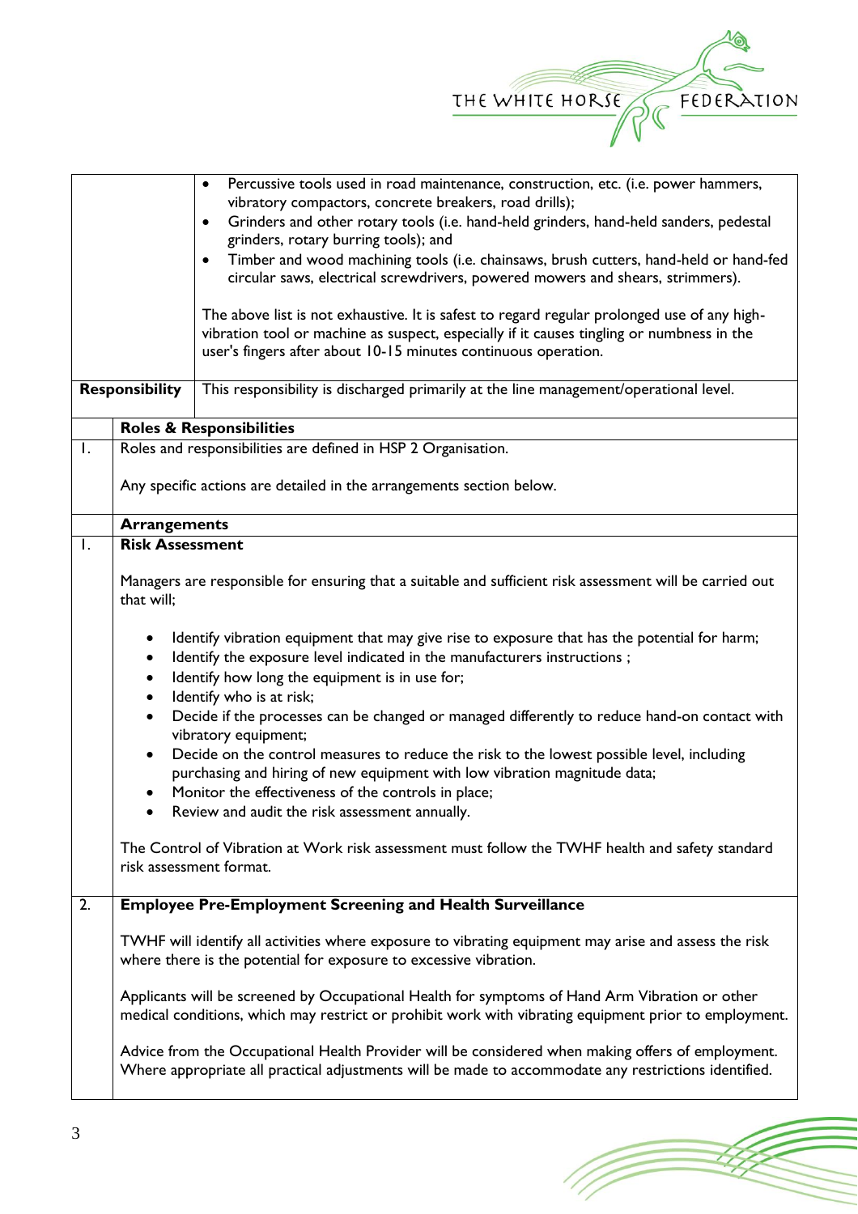| | |
|---|---|
| | • Percussive tools used in road maintenance, construction, etc. (i.e. power hammers, vibratory compactors, concrete breakers, road drills);<br>• Grinders and other rotary tools (i.e. hand-held grinders, hand-held sanders, pedestal grinders, rotary burring tools); and<br>• Timber and wood machining tools (i.e. chainsaws, brush cutters, hand-held or hand-fed circular saws, electrical screwdrivers, powered mowers and shears, strimmers).<br><br>The above list is not exhaustive. It is safest to regard regular prolonged use of any high-vibration tool or machine as suspect, especially if it causes tingling or numbness in the user's fingers after about 10-15 minutes continuous operation. |
| **Responsibility** | This responsibility is discharged primarily at the line management/operational level. |

| | **Roles & Responsibilities** |
|---|---|
| 1. | Roles and responsibilities are defined in HSP 2 Organisation.<br><br>Any specific actions are detailed in the arrangements section below. |

| | **Arrangements** |
|---|---|
| 1. | **Risk Assessment**<br><br>Managers are responsible for ensuring that a suitable and sufficient risk assessment will be carried out that will;<br><br>• Identify vibration equipment that may give rise to exposure that has the potential for harm;<br>• Identify the exposure level indicated in the manufacturers instructions ;<br>• Identify how long the equipment is in use for;<br>• Identify who is at risk;<br>• Decide if the processes can be changed or managed differently to reduce hand-on contact with vibratory equipment;<br>• Decide on the control measures to reduce the risk to the lowest possible level, including purchasing and hiring of new equipment with low vibration magnitude data;<br>• Monitor the effectiveness of the controls in place;<br>• Review and audit the risk assessment annually.<br><br>The Control of Vibration at Work risk assessment must follow the TWHF health and safety standard risk assessment format. |
| 2. | **Employee Pre-Employment Screening and Health Surveillance**<br><br>TWHF will identify all activities where exposure to vibrating equipment may arise and assess the risk where there is the potential for exposure to excessive vibration.<br><br>Applicants will be screened by Occupational Health for symptoms of Hand Arm Vibration or other medical conditions, which may restrict or prohibit work with vibrating equipment prior to employment.<br><br>Advice from the Occupational Health Provider will be considered when making offers of employment. Where appropriate all practical adjustments will be made to accommodate any restrictions identified. |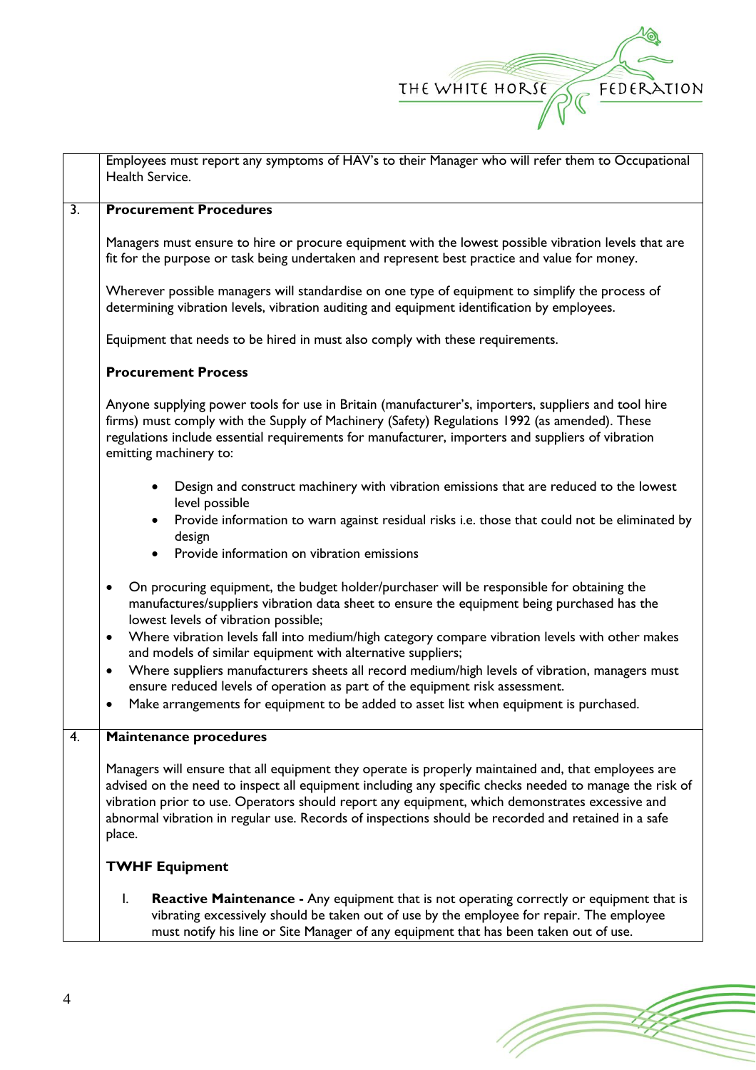Employees must report any symptoms of HAV's to their Manager who will refer them to Occupational Health Service.

## 3. Procurement Procedures

Managers must ensure to hire or procure equipment with the lowest possible vibration levels that are fit for the purpose or task being undertaken and represent best practice and value for money.

Wherever possible managers will standardise on one type of equipment to simplify the process of determining vibration levels, vibration auditing and equipment identification by employees.

Equipment that needs to be hired in must also comply with these requirements.

**Procurement Process**

Anyone supplying power tools for use in Britain (manufacturer's, importers, suppliers and tool hire firms) must comply with the Supply of Machinery (Safety) Regulations 1992 (as amended). These regulations include essential requirements for manufacturer, importers and suppliers of vibration emitting machinery to:

- Design and construct machinery with vibration emissions that are reduced to the lowest level possible
- Provide information to warn against residual risks i.e. those that could not be eliminated by design
- Provide information on vibration emissions

- On procuring equipment, the budget holder/purchaser will be responsible for obtaining the manufactures/suppliers vibration data sheet to ensure the equipment being purchased has the lowest levels of vibration possible;
- Where vibration levels fall into medium/high category compare vibration levels with other makes and models of similar equipment with alternative suppliers;
- Where suppliers manufacturers sheets all record medium/high levels of vibration, managers must ensure reduced levels of operation as part of the equipment risk assessment.
- Make arrangements for equipment to be added to asset list when equipment is purchased.

## 4. Maintenance procedures

Managers will ensure that all equipment they operate is properly maintained and, that employees are advised on the need to inspect all equipment including any specific checks needed to manage the risk of vibration prior to use. Operators should report any equipment, which demonstrates excessive and abnormal vibration in regular use. Records of inspections should be recorded and retained in a safe place.

**TWHF Equipment**

I. **Reactive Maintenance -** Any equipment that is not operating correctly or equipment that is vibrating excessively should be taken out of use by the employee for repair. The employee must notify his line or Site Manager of any equipment that has been taken out of use.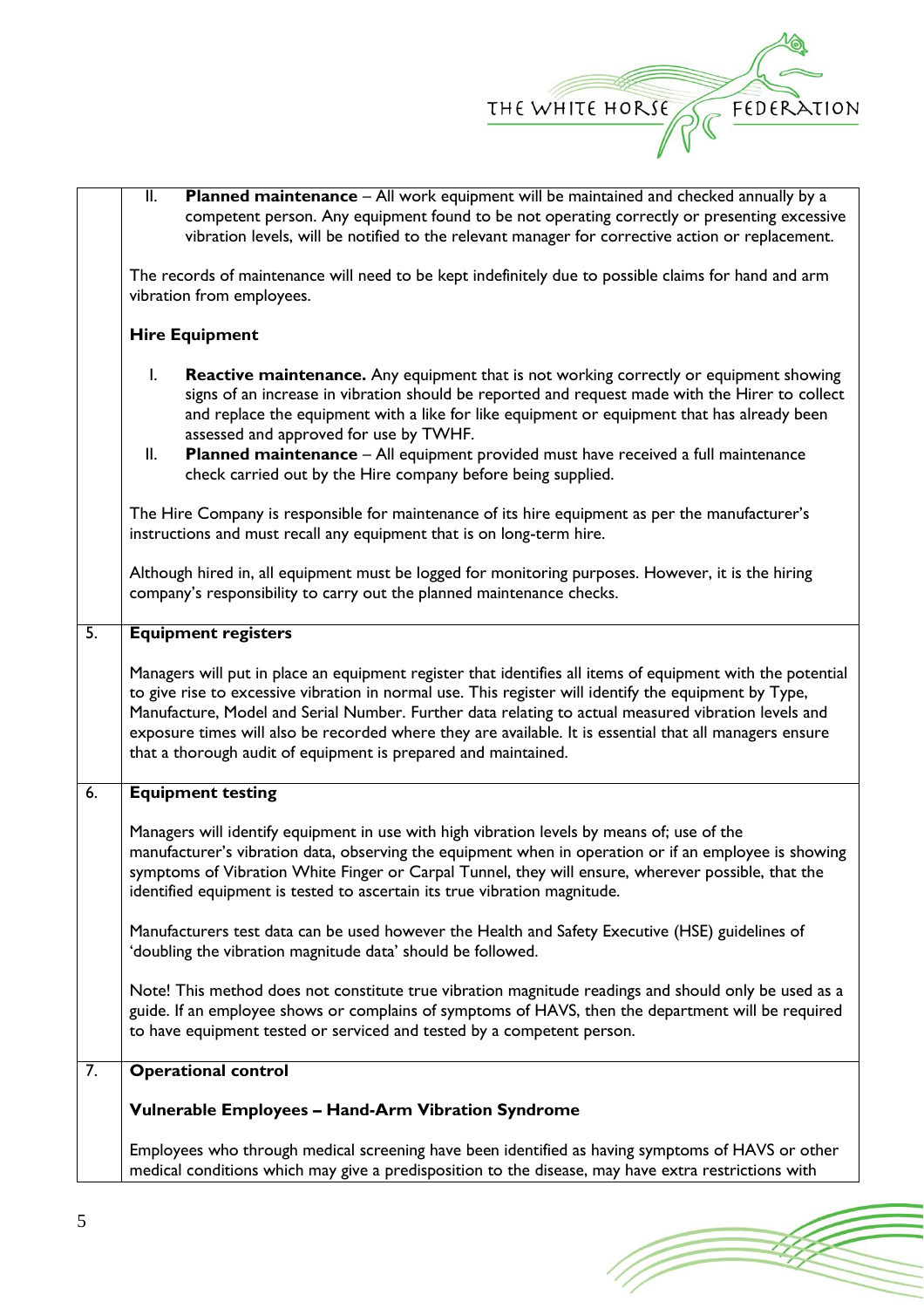| | |
|---|---|
| | II. **Planned maintenance** – All work equipment will be maintained and checked annually by a competent person. Any equipment found to be not operating correctly or presenting excessive vibration levels, will be notified to the relevant manager for corrective action or replacement.<br><br>The records of maintenance will need to be kept indefinitely due to possible claims for hand and arm vibration from employees.<br><br>**Hire Equipment**<br><br>I. **Reactive maintenance.** Any equipment that is not working correctly or equipment showing signs of an increase in vibration should be reported and request made with the Hirer to collect and replace the equipment with a like for like equipment or equipment that has already been assessed and approved for use by TWHF.<br>II. **Planned maintenance** – All equipment provided must have received a full maintenance check carried out by the Hire company before being supplied.<br><br>The Hire Company is responsible for maintenance of its hire equipment as per the manufacturer's instructions and must recall any equipment that is on long-term hire.<br><br>Although hired in, all equipment must be logged for monitoring purposes. However, it is the hiring company's responsibility to carry out the planned maintenance checks. |
| 5. | **Equipment registers**<br><br>Managers will put in place an equipment register that identifies all items of equipment with the potential to give rise to excessive vibration in normal use. This register will identify the equipment by Type, Manufacture, Model and Serial Number. Further data relating to actual measured vibration levels and exposure times will also be recorded where they are available. It is essential that all managers ensure that a thorough audit of equipment is prepared and maintained. |
| 6. | **Equipment testing**<br><br>Managers will identify equipment in use with high vibration levels by means of; use of the manufacturer's vibration data, observing the equipment when in operation or if an employee is showing symptoms of Vibration White Finger or Carpal Tunnel, they will ensure, wherever possible, that the identified equipment is tested to ascertain its true vibration magnitude.<br><br>Manufacturers test data can be used however the Health and Safety Executive (HSE) guidelines of 'doubling the vibration magnitude data' should be followed.<br><br>Note! This method does not constitute true vibration magnitude readings and should only be used as a guide. If an employee shows or complains of symptoms of HAVS, then the department will be required to have equipment tested or serviced and tested by a competent person. |
| 7. | **Operational control**<br><br>**Vulnerable Employees – Hand-Arm Vibration Syndrome**<br><br>Employees who through medical screening have been identified as having symptoms of HAVS or other medical conditions which may give a predisposition to the disease, may have extra restrictions with |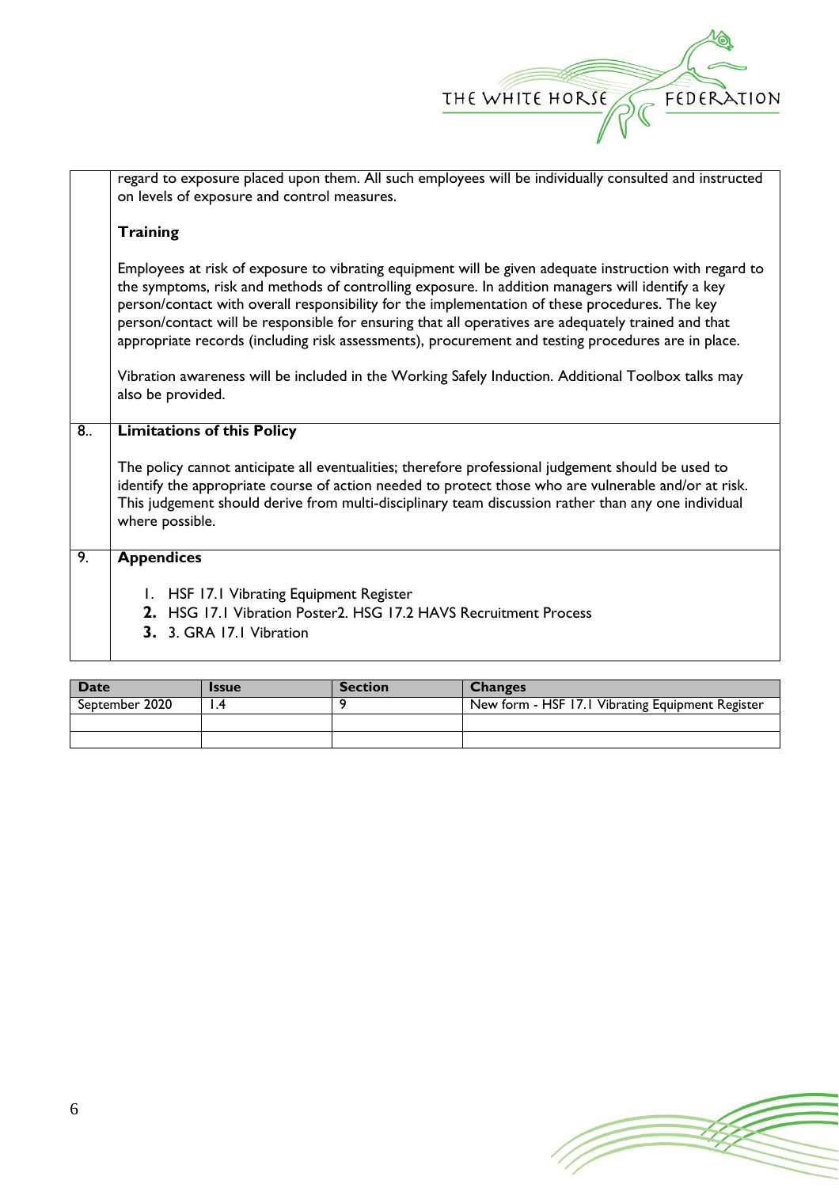regard to exposure placed upon them. All such employees will be individually consulted and instructed on levels of exposure and control measures.

**Training**

Employees at risk of exposure to vibrating equipment will be given adequate instruction with regard to the symptoms, risk and methods of controlling exposure. In addition managers will identify a key person/contact with overall responsibility for the implementation of these procedures. The key person/contact will be responsible for ensuring that all operatives are adequately trained and that appropriate records (including risk assessments), procurement and testing procedures are in place.

Vibration awareness will be included in the Working Safely Induction. Additional Toolbox talks may also be provided.

## 8.. Limitations of this Policy

The policy cannot anticipate all eventualities; therefore professional judgement should be used to identify the appropriate course of action needed to protect those who are vulnerable and/or at risk. This judgement should derive from multi-disciplinary team discussion rather than any one individual where possible.

## 9. Appendices

1. HSF 17.1 Vibrating Equipment Register
2. HSG 17.1 Vibration Poster2. HSG 17.2 HAVS Recruitment Process
3. 3. GRA 17.1 Vibration

| Date | Issue | Section | Changes |
|---|---|---|---|
| September 2020 | 1.4 | 9 | New form - HSF 17.1 Vibrating Equipment Register |
| | | | |
| | | | |